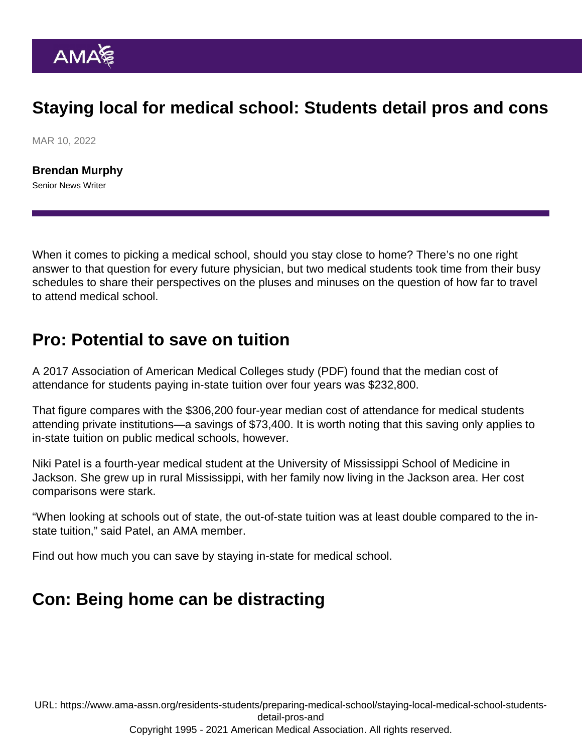# Staying local for medical school: Students detail pros and cons

MAR 10, 2022

**Brendan Murphy**
Senior News Writer

When it comes to picking a medical school, should you stay close to home? There's no one right answer to that question for every future physician, but two medical students took time from their busy schedules to share their perspectives on the pluses and minuses on the question of how far to travel to attend medical school.

## Pro: Potential to save on tuition

A 2017 Association of American Medical Colleges study (PDF) found that the median cost of attendance for students paying in-state tuition over four years was $232,800.

That figure compares with the $306,200 four-year median cost of attendance for medical students attending private institutions—a savings of $73,400. It is worth noting that this saving only applies to in-state tuition on public medical schools, however.

Niki Patel is a fourth-year medical student at the University of Mississippi School of Medicine in Jackson. She grew up in rural Mississippi, with her family now living in the Jackson area. Her cost comparisons were stark.

"When looking at schools out of state, the out-of-state tuition was at least double compared to the in-state tuition," said Patel, an AMA member.

Find out how much you can save by staying in-state for medical school.

## Con: Being home can be distracting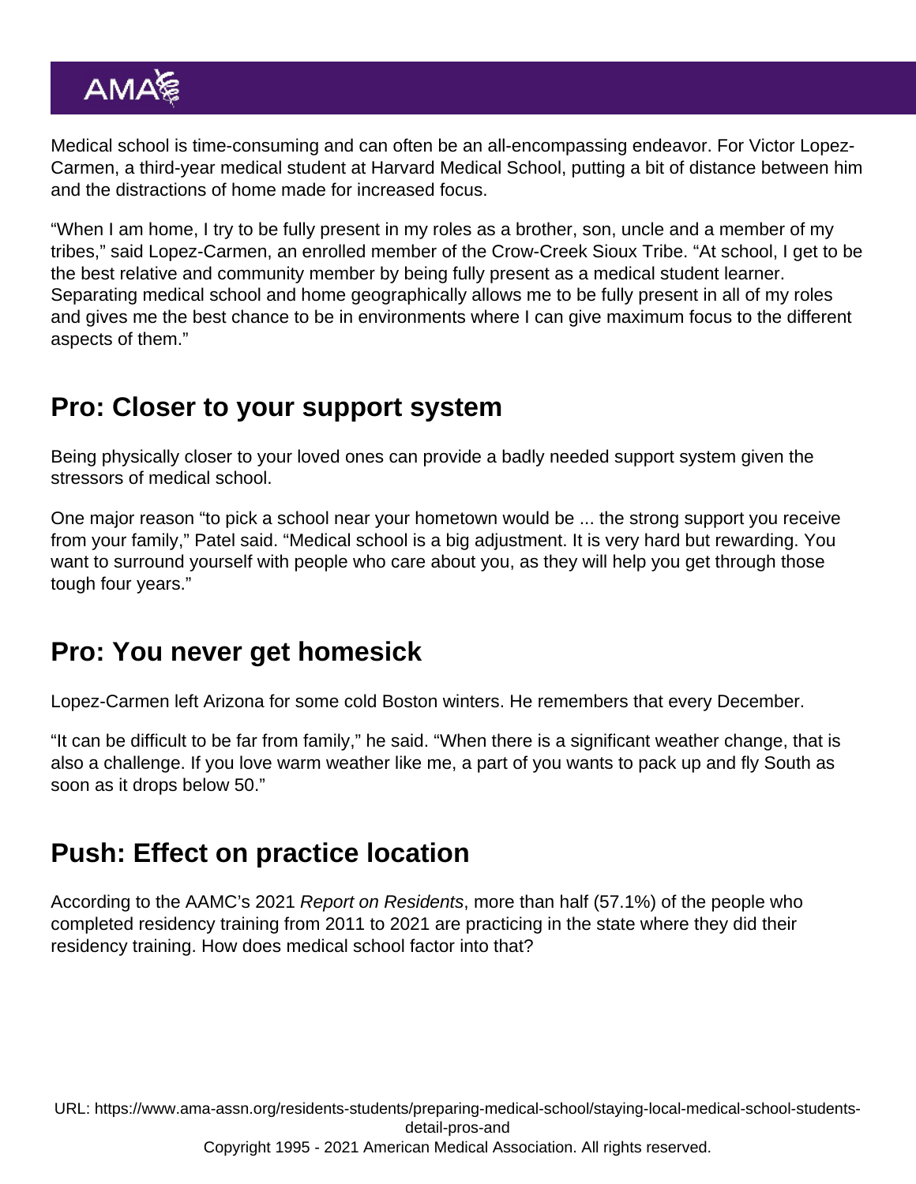Medical school is time-consuming and can often be an all-encompassing endeavor. For Victor Lopez-Carmen, a third-year medical student at Harvard Medical School, putting a bit of distance between him and the distractions of home made for increased focus.

"When I am home, I try to be fully present in my roles as a brother, son, uncle and a member of my tribes," said Lopez-Carmen, an enrolled member of the Crow-Creek Sioux Tribe. "At school, I get to be the best relative and community member by being fully present as a medical student learner. Separating medical school and home geographically allows me to be fully present in all of my roles and gives me the best chance to be in environments where I can give maximum focus to the different aspects of them."

## Pro: Closer to your support system

Being physically closer to your loved ones can provide a badly needed support system given the stressors of medical school.

One major reason "to pick a school near your hometown would be ... the strong support you receive from your family," Patel said. "Medical school is a big adjustment. It is very hard but rewarding. You want to surround yourself with people who care about you, as they will help you get through those tough four years."

## Pro: You never get homesick

Lopez-Carmen left Arizona for some cold Boston winters. He remembers that every December.

"It can be difficult to be far from family," he said. "When there is a significant weather change, that is also a challenge. If you love warm weather like me, a part of you wants to pack up and fly South as soon as it drops below 50."

## Push: Effect on practice location

According to the AAMC's 2021 *Report on Residents*, more than half (57.1%) of the people who completed residency training from 2011 to 2021 are practicing in the state where they did their residency training. How does medical school factor into that?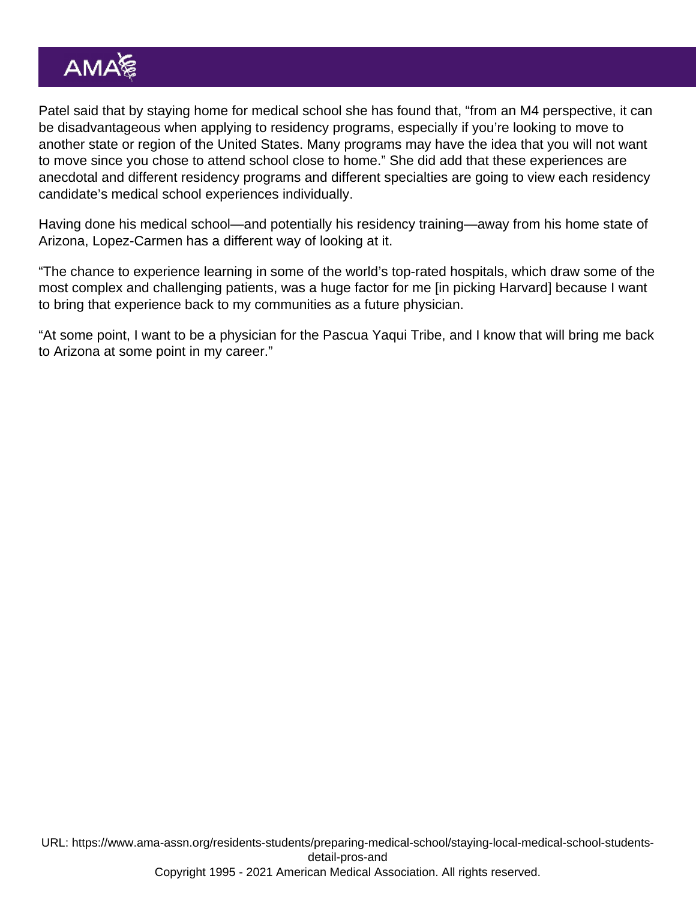Patel said that by staying home for medical school she has found that, “from an M4 perspective, it can be disadvantageous when applying to residency programs, especially if you’re looking to move to another state or region of the United States. Many programs may have the idea that you will not want to move since you chose to attend school close to home.” She did add that these experiences are anecdotal and different residency programs and different specialties are going to view each residency candidate’s medical school experiences individually.

Having done his medical school—and potentially his residency training—away from his home state of Arizona, Lopez-Carmen has a different way of looking at it.

“The chance to experience learning in some of the world’s top-rated hospitals, which draw some of the most complex and challenging patients, was a huge factor for me [in picking Harvard] because I want to bring that experience back to my communities as a future physician.

“At some point, I want to be a physician for the Pascua Yaqui Tribe, and I know that will bring me back to Arizona at some point in my career.”